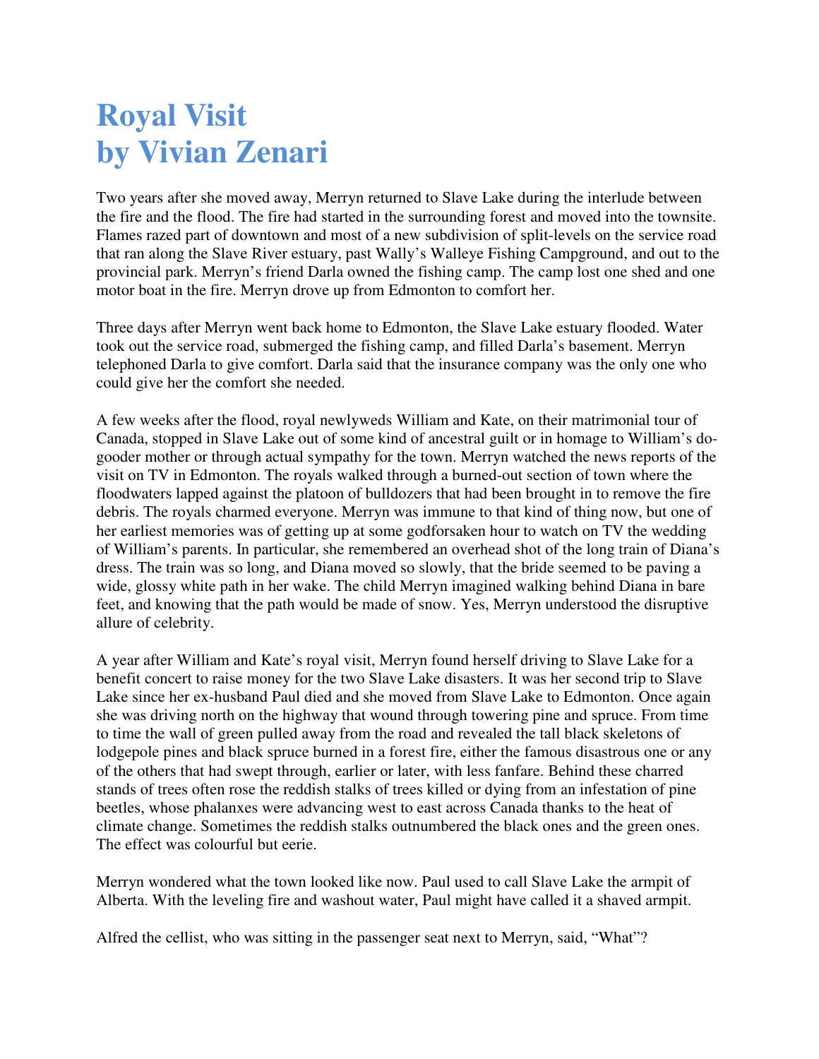# Royal Visit
# by Vivian Zenari

Two years after she moved away, Merryn returned to Slave Lake during the interlude between the fire and the flood. The fire had started in the surrounding forest and moved into the townsite. Flames razed part of downtown and most of a new subdivision of split-levels on the service road that ran along the Slave River estuary, past Wally's Walleye Fishing Campground, and out to the provincial park. Merryn's friend Darla owned the fishing camp. The camp lost one shed and one motor boat in the fire. Merryn drove up from Edmonton to comfort her.

Three days after Merryn went back home to Edmonton, the Slave Lake estuary flooded. Water took out the service road, submerged the fishing camp, and filled Darla's basement. Merryn telephoned Darla to give comfort. Darla said that the insurance company was the only one who could give her the comfort she needed.

A few weeks after the flood, royal newlyweds William and Kate, on their matrimonial tour of Canada, stopped in Slave Lake out of some kind of ancestral guilt or in homage to William's do-gooder mother or through actual sympathy for the town. Merryn watched the news reports of the visit on TV in Edmonton. The royals walked through a burned-out section of town where the floodwaters lapped against the platoon of bulldozers that had been brought in to remove the fire debris. The royals charmed everyone. Merryn was immune to that kind of thing now, but one of her earliest memories was of getting up at some godforsaken hour to watch on TV the wedding of William's parents. In particular, she remembered an overhead shot of the long train of Diana's dress. The train was so long, and Diana moved so slowly, that the bride seemed to be paving a wide, glossy white path in her wake. The child Merryn imagined walking behind Diana in bare feet, and knowing that the path would be made of snow. Yes, Merryn understood the disruptive allure of celebrity.

A year after William and Kate's royal visit, Merryn found herself driving to Slave Lake for a benefit concert to raise money for the two Slave Lake disasters. It was her second trip to Slave Lake since her ex-husband Paul died and she moved from Slave Lake to Edmonton. Once again she was driving north on the highway that wound through towering pine and spruce. From time to time the wall of green pulled away from the road and revealed the tall black skeletons of lodgepole pines and black spruce burned in a forest fire, either the famous disastrous one or any of the others that had swept through, earlier or later, with less fanfare. Behind these charred stands of trees often rose the reddish stalks of trees killed or dying from an infestation of pine beetles, whose phalanxes were advancing west to east across Canada thanks to the heat of climate change. Sometimes the reddish stalks outnumbered the black ones and the green ones. The effect was colourful but eerie.

Merryn wondered what the town looked like now. Paul used to call Slave Lake the armpit of Alberta. With the leveling fire and washout water, Paul might have called it a shaved armpit.

Alfred the cellist, who was sitting in the passenger seat next to Merryn, said, "What"?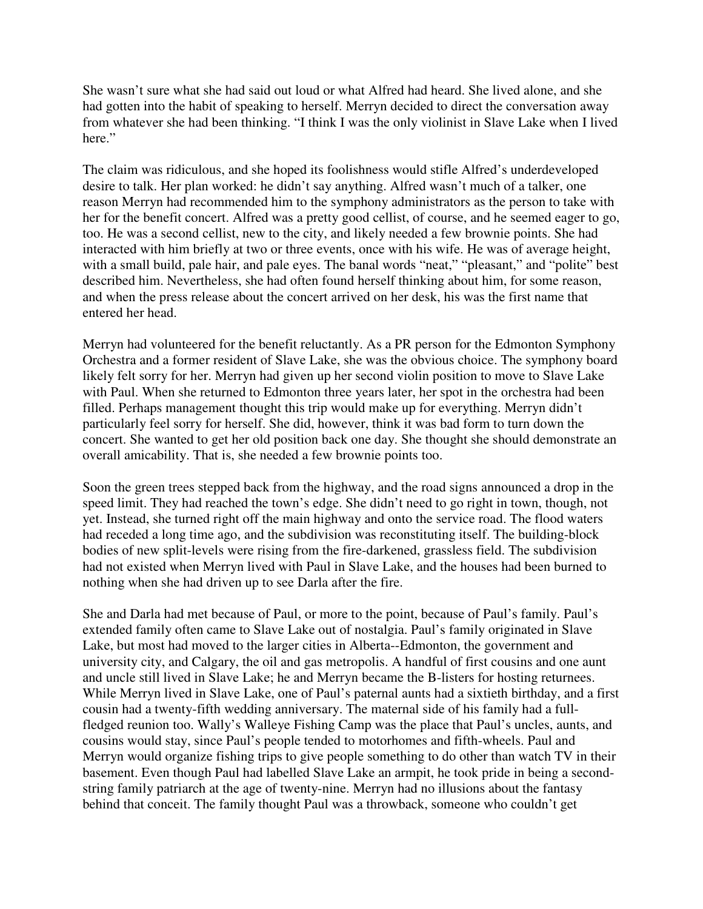She wasn't sure what she had said out loud or what Alfred had heard. She lived alone, and she had gotten into the habit of speaking to herself. Merryn decided to direct the conversation away from whatever she had been thinking. "I think I was the only violinist in Slave Lake when I lived here."

The claim was ridiculous, and she hoped its foolishness would stifle Alfred's underdeveloped desire to talk. Her plan worked: he didn't say anything. Alfred wasn't much of a talker, one reason Merryn had recommended him to the symphony administrators as the person to take with her for the benefit concert. Alfred was a pretty good cellist, of course, and he seemed eager to go, too. He was a second cellist, new to the city, and likely needed a few brownie points. She had interacted with him briefly at two or three events, once with his wife. He was of average height, with a small build, pale hair, and pale eyes. The banal words "neat," "pleasant," and "polite" best described him. Nevertheless, she had often found herself thinking about him, for some reason, and when the press release about the concert arrived on her desk, his was the first name that entered her head.

Merryn had volunteered for the benefit reluctantly. As a PR person for the Edmonton Symphony Orchestra and a former resident of Slave Lake, she was the obvious choice. The symphony board likely felt sorry for her. Merryn had given up her second violin position to move to Slave Lake with Paul. When she returned to Edmonton three years later, her spot in the orchestra had been filled. Perhaps management thought this trip would make up for everything. Merryn didn't particularly feel sorry for herself. She did, however, think it was bad form to turn down the concert. She wanted to get her old position back one day. She thought she should demonstrate an overall amicability. That is, she needed a few brownie points too.

Soon the green trees stepped back from the highway, and the road signs announced a drop in the speed limit. They had reached the town's edge. She didn't need to go right in town, though, not yet. Instead, she turned right off the main highway and onto the service road. The flood waters had receded a long time ago, and the subdivision was reconstituting itself. The building-block bodies of new split-levels were rising from the fire-darkened, grassless field. The subdivision had not existed when Merryn lived with Paul in Slave Lake, and the houses had been burned to nothing when she had driven up to see Darla after the fire.

She and Darla had met because of Paul, or more to the point, because of Paul's family. Paul's extended family often came to Slave Lake out of nostalgia. Paul's family originated in Slave Lake, but most had moved to the larger cities in Alberta--Edmonton, the government and university city, and Calgary, the oil and gas metropolis. A handful of first cousins and one aunt and uncle still lived in Slave Lake; he and Merryn became the B-listers for hosting returnees. While Merryn lived in Slave Lake, one of Paul's paternal aunts had a sixtieth birthday, and a first cousin had a twenty-fifth wedding anniversary. The maternal side of his family had a full-fledged reunion too. Wally's Walleye Fishing Camp was the place that Paul's uncles, aunts, and cousins would stay, since Paul's people tended to motorhomes and fifth-wheels. Paul and Merryn would organize fishing trips to give people something to do other than watch TV in their basement. Even though Paul had labelled Slave Lake an armpit, he took pride in being a second-string family patriarch at the age of twenty-nine. Merryn had no illusions about the fantasy behind that conceit. The family thought Paul was a throwback, someone who couldn't get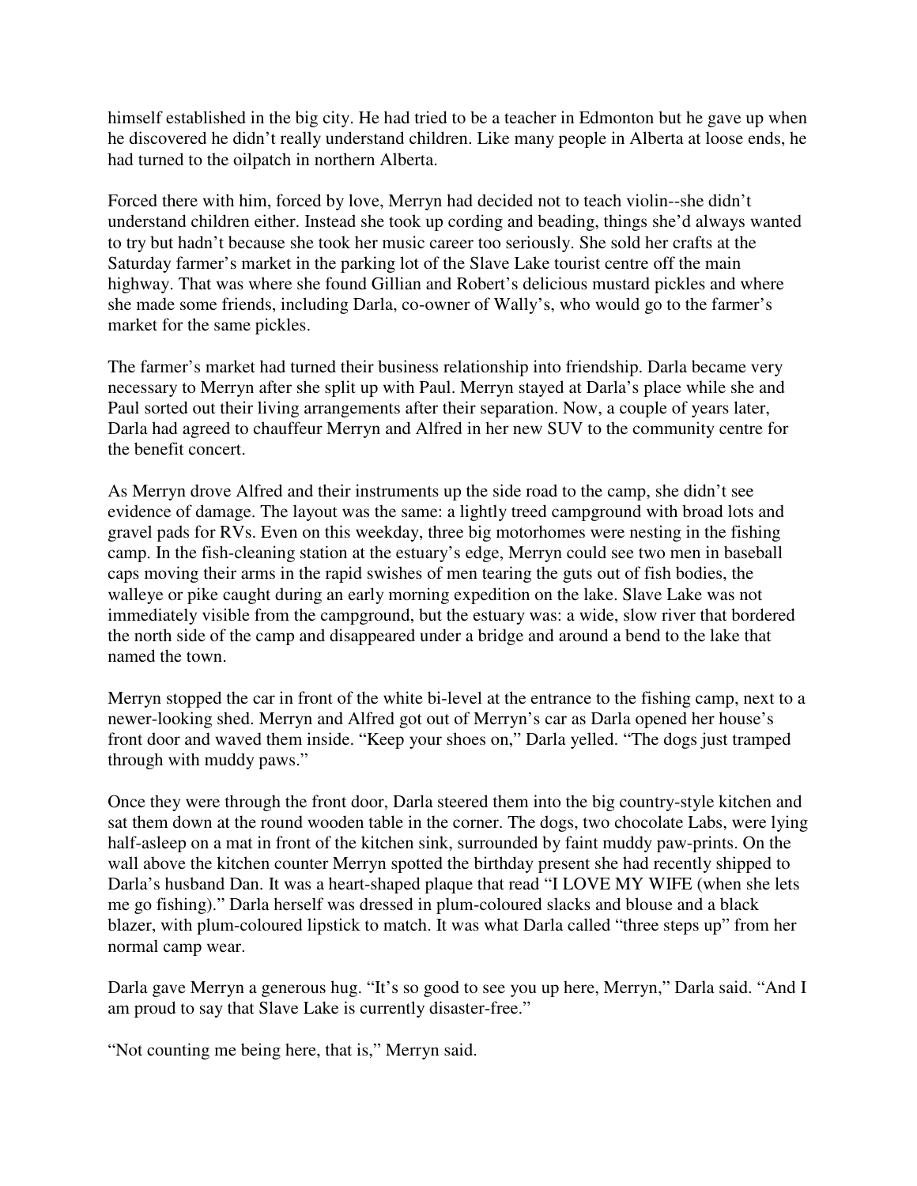himself established in the big city. He had tried to be a teacher in Edmonton but he gave up when he discovered he didn't really understand children. Like many people in Alberta at loose ends, he had turned to the oilpatch in northern Alberta.

Forced there with him, forced by love, Merryn had decided not to teach violin--she didn't understand children either. Instead she took up cording and beading, things she'd always wanted to try but hadn't because she took her music career too seriously. She sold her crafts at the Saturday farmer's market in the parking lot of the Slave Lake tourist centre off the main highway. That was where she found Gillian and Robert's delicious mustard pickles and where she made some friends, including Darla, co-owner of Wally's, who would go to the farmer's market for the same pickles.

The farmer's market had turned their business relationship into friendship. Darla became very necessary to Merryn after she split up with Paul. Merryn stayed at Darla's place while she and Paul sorted out their living arrangements after their separation. Now, a couple of years later, Darla had agreed to chauffeur Merryn and Alfred in her new SUV to the community centre for the benefit concert.

As Merryn drove Alfred and their instruments up the side road to the camp, she didn't see evidence of damage. The layout was the same: a lightly treed campground with broad lots and gravel pads for RVs. Even on this weekday, three big motorhomes were nesting in the fishing camp. In the fish-cleaning station at the estuary's edge, Merryn could see two men in baseball caps moving their arms in the rapid swishes of men tearing the guts out of fish bodies, the walleye or pike caught during an early morning expedition on the lake. Slave Lake was not immediately visible from the campground, but the estuary was: a wide, slow river that bordered the north side of the camp and disappeared under a bridge and around a bend to the lake that named the town.

Merryn stopped the car in front of the white bi-level at the entrance to the fishing camp, next to a newer-looking shed. Merryn and Alfred got out of Merryn's car as Darla opened her house's front door and waved them inside. "Keep your shoes on," Darla yelled. "The dogs just tramped through with muddy paws."

Once they were through the front door, Darla steered them into the big country-style kitchen and sat them down at the round wooden table in the corner. The dogs, two chocolate Labs, were lying half-asleep on a mat in front of the kitchen sink, surrounded by faint muddy paw-prints. On the wall above the kitchen counter Merryn spotted the birthday present she had recently shipped to Darla's husband Dan. It was a heart-shaped plaque that read "I LOVE MY WIFE (when she lets me go fishing)." Darla herself was dressed in plum-coloured slacks and blouse and a black blazer, with plum-coloured lipstick to match. It was what Darla called "three steps up" from her normal camp wear.

Darla gave Merryn a generous hug. "It's so good to see you up here, Merryn," Darla said. "And I am proud to say that Slave Lake is currently disaster-free."

"Not counting me being here, that is," Merryn said.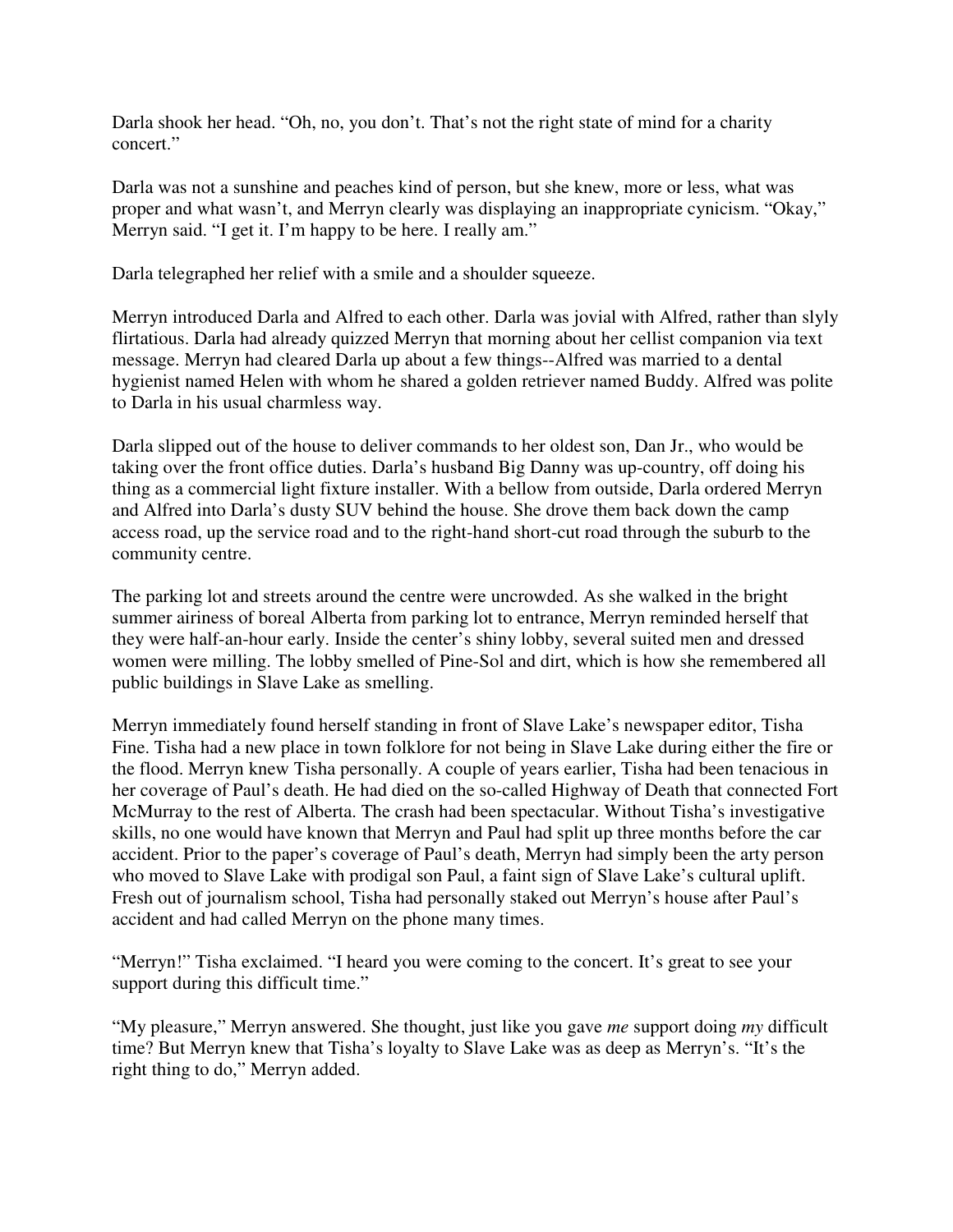Darla shook her head. "Oh, no, you don't. That's not the right state of mind for a charity concert."

Darla was not a sunshine and peaches kind of person, but she knew, more or less, what was proper and what wasn't, and Merryn clearly was displaying an inappropriate cynicism. "Okay," Merryn said. "I get it. I'm happy to be here. I really am."

Darla telegraphed her relief with a smile and a shoulder squeeze.

Merryn introduced Darla and Alfred to each other. Darla was jovial with Alfred, rather than slyly flirtatious. Darla had already quizzed Merryn that morning about her cellist companion via text message. Merryn had cleared Darla up about a few things--Alfred was married to a dental hygienist named Helen with whom he shared a golden retriever named Buddy. Alfred was polite to Darla in his usual charmless way.

Darla slipped out of the house to deliver commands to her oldest son, Dan Jr., who would be taking over the front office duties. Darla's husband Big Danny was up-country, off doing his thing as a commercial light fixture installer. With a bellow from outside, Darla ordered Merryn and Alfred into Darla's dusty SUV behind the house. She drove them back down the camp access road, up the service road and to the right-hand short-cut road through the suburb to the community centre.

The parking lot and streets around the centre were uncrowded. As she walked in the bright summer airiness of boreal Alberta from parking lot to entrance, Merryn reminded herself that they were half-an-hour early. Inside the center's shiny lobby, several suited men and dressed women were milling. The lobby smelled of Pine-Sol and dirt, which is how she remembered all public buildings in Slave Lake as smelling.

Merryn immediately found herself standing in front of Slave Lake's newspaper editor, Tisha Fine. Tisha had a new place in town folklore for not being in Slave Lake during either the fire or the flood. Merryn knew Tisha personally. A couple of years earlier, Tisha had been tenacious in her coverage of Paul's death. He had died on the so-called Highway of Death that connected Fort McMurray to the rest of Alberta. The crash had been spectacular. Without Tisha's investigative skills, no one would have known that Merryn and Paul had split up three months before the car accident. Prior to the paper's coverage of Paul's death, Merryn had simply been the arty person who moved to Slave Lake with prodigal son Paul, a faint sign of Slave Lake's cultural uplift. Fresh out of journalism school, Tisha had personally staked out Merryn's house after Paul's accident and had called Merryn on the phone many times.

"Merryn!" Tisha exclaimed. "I heard you were coming to the concert. It's great to see your support during this difficult time."

"My pleasure," Merryn answered. She thought, just like you gave *me* support doing *my* difficult time? But Merryn knew that Tisha's loyalty to Slave Lake was as deep as Merryn's. "It's the right thing to do," Merryn added.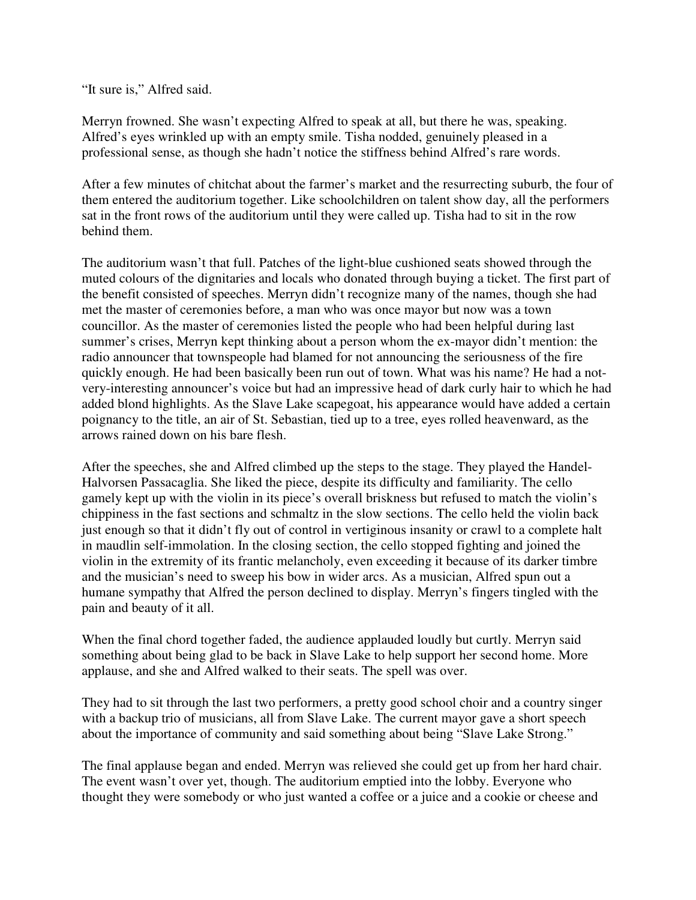“It sure is,” Alfred said.

Merryn frowned. She wasn’t expecting Alfred to speak at all, but there he was, speaking. Alfred’s eyes wrinkled up with an empty smile. Tisha nodded, genuinely pleased in a professional sense, as though she hadn’t notice the stiffness behind Alfred’s rare words.

After a few minutes of chitchat about the farmer’s market and the resurrecting suburb, the four of them entered the auditorium together. Like schoolchildren on talent show day, all the performers sat in the front rows of the auditorium until they were called up. Tisha had to sit in the row behind them.

The auditorium wasn’t that full. Patches of the light-blue cushioned seats showed through the muted colours of the dignitaries and locals who donated through buying a ticket. The first part of the benefit consisted of speeches. Merryn didn’t recognize many of the names, though she had met the master of ceremonies before, a man who was once mayor but now was a town councillor. As the master of ceremonies listed the people who had been helpful during last summer’s crises, Merryn kept thinking about a person whom the ex-mayor didn’t mention: the radio announcer that townspeople had blamed for not announcing the seriousness of the fire quickly enough. He had been basically been run out of town. What was his name? He had a not-very-interesting announcer’s voice but had an impressive head of dark curly hair to which he had added blond highlights. As the Slave Lake scapegoat, his appearance would have added a certain poignancy to the title, an air of St. Sebastian, tied up to a tree, eyes rolled heavenward, as the arrows rained down on his bare flesh.

After the speeches, she and Alfred climbed up the steps to the stage. They played the Handel-Halvorsen Passacaglia. She liked the piece, despite its difficulty and familiarity. The cello gamely kept up with the violin in its piece’s overall briskness but refused to match the violin’s chippiness in the fast sections and schmaltz in the slow sections. The cello held the violin back just enough so that it didn’t fly out of control in vertiginous insanity or crawl to a complete halt in maudlin self-immolation. In the closing section, the cello stopped fighting and joined the violin in the extremity of its frantic melancholy, even exceeding it because of its darker timbre and the musician’s need to sweep his bow in wider arcs. As a musician, Alfred spun out a humane sympathy that Alfred the person declined to display. Merryn’s fingers tingled with the pain and beauty of it all.

When the final chord together faded, the audience applauded loudly but curtly. Merryn said something about being glad to be back in Slave Lake to help support her second home. More applause, and she and Alfred walked to their seats. The spell was over.

They had to sit through the last two performers, a pretty good school choir and a country singer with a backup trio of musicians, all from Slave Lake. The current mayor gave a short speech about the importance of community and said something about being “Slave Lake Strong.”

The final applause began and ended. Merryn was relieved she could get up from her hard chair. The event wasn’t over yet, though. The auditorium emptied into the lobby. Everyone who thought they were somebody or who just wanted a coffee or a juice and a cookie or cheese and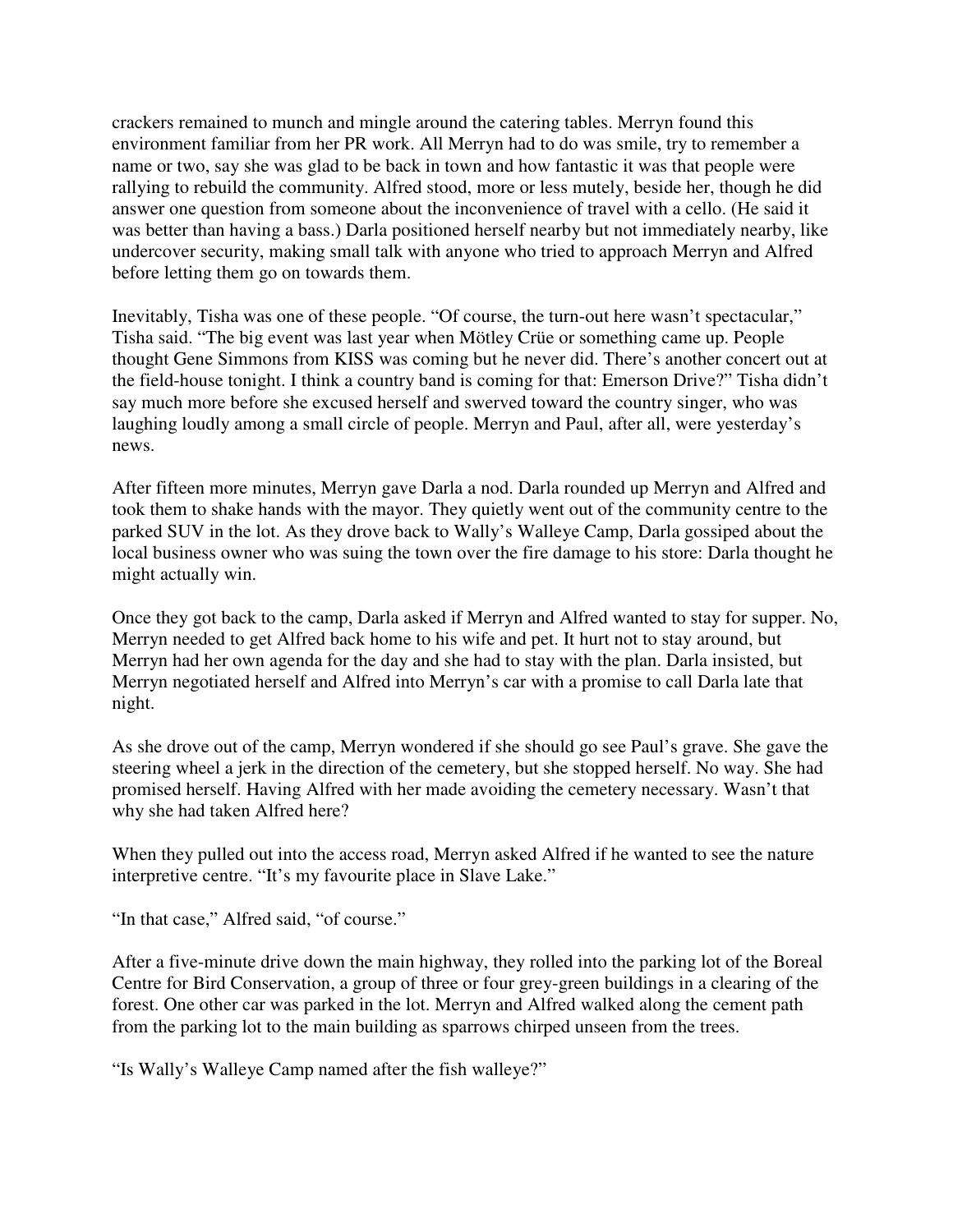crackers remained to munch and mingle around the catering tables. Merryn found this environment familiar from her PR work. All Merryn had to do was smile, try to remember a name or two, say she was glad to be back in town and how fantastic it was that people were rallying to rebuild the community. Alfred stood, more or less mutely, beside her, though he did answer one question from someone about the inconvenience of travel with a cello. (He said it was better than having a bass.) Darla positioned herself nearby but not immediately nearby, like undercover security, making small talk with anyone who tried to approach Merryn and Alfred before letting them go on towards them.

Inevitably, Tisha was one of these people. "Of course, the turn-out here wasn't spectacular," Tisha said. "The big event was last year when Mötley Crüe or something came up. People thought Gene Simmons from KISS was coming but he never did. There's another concert out at the field-house tonight. I think a country band is coming for that: Emerson Drive?" Tisha didn't say much more before she excused herself and swerved toward the country singer, who was laughing loudly among a small circle of people. Merryn and Paul, after all, were yesterday's news.

After fifteen more minutes, Merryn gave Darla a nod. Darla rounded up Merryn and Alfred and took them to shake hands with the mayor. They quietly went out of the community centre to the parked SUV in the lot. As they drove back to Wally's Walleye Camp, Darla gossiped about the local business owner who was suing the town over the fire damage to his store: Darla thought he might actually win.

Once they got back to the camp, Darla asked if Merryn and Alfred wanted to stay for supper. No, Merryn needed to get Alfred back home to his wife and pet. It hurt not to stay around, but Merryn had her own agenda for the day and she had to stay with the plan. Darla insisted, but Merryn negotiated herself and Alfred into Merryn's car with a promise to call Darla late that night.

As she drove out of the camp, Merryn wondered if she should go see Paul's grave. She gave the steering wheel a jerk in the direction of the cemetery, but she stopped herself. No way. She had promised herself. Having Alfred with her made avoiding the cemetery necessary. Wasn't that why she had taken Alfred here?

When they pulled out into the access road, Merryn asked Alfred if he wanted to see the nature interpretive centre. "It's my favourite place in Slave Lake."

"In that case," Alfred said, "of course."

After a five-minute drive down the main highway, they rolled into the parking lot of the Boreal Centre for Bird Conservation, a group of three or four grey-green buildings in a clearing of the forest. One other car was parked in the lot. Merryn and Alfred walked along the cement path from the parking lot to the main building as sparrows chirped unseen from the trees.

"Is Wally's Walleye Camp named after the fish walleye?"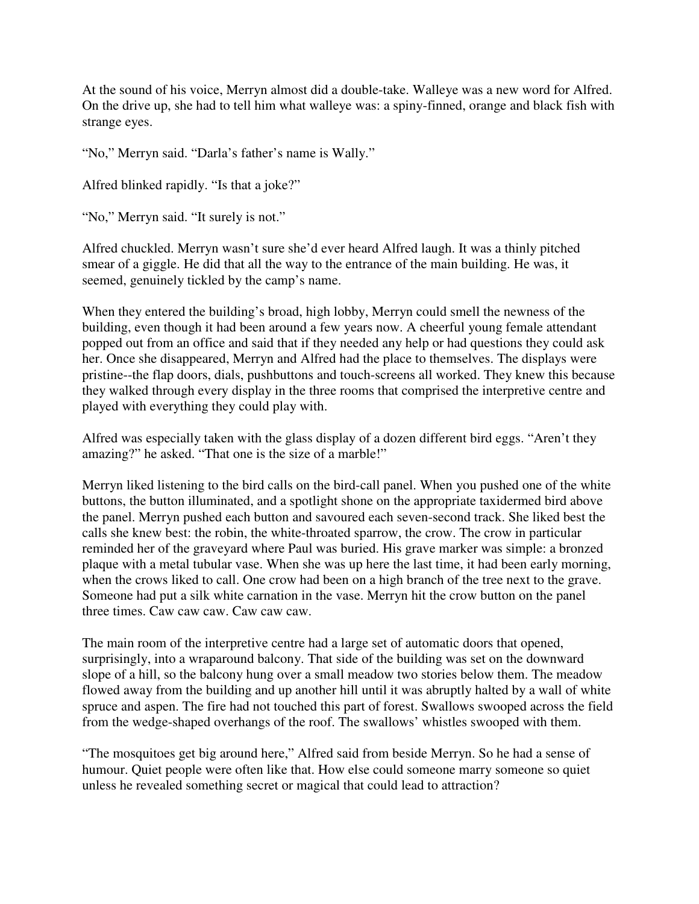At the sound of his voice, Merryn almost did a double-take. Walleye was a new word for Alfred. On the drive up, she had to tell him what walleye was: a spiny-finned, orange and black fish with strange eyes.

“No,” Merryn said. “Darla’s father’s name is Wally.”

Alfred blinked rapidly. “Is that a joke?”

“No,” Merryn said. “It surely is not.”

Alfred chuckled. Merryn wasn’t sure she’d ever heard Alfred laugh. It was a thinly pitched smear of a giggle. He did that all the way to the entrance of the main building. He was, it seemed, genuinely tickled by the camp’s name.

When they entered the building’s broad, high lobby, Merryn could smell the newness of the building, even though it had been around a few years now. A cheerful young female attendant popped out from an office and said that if they needed any help or had questions they could ask her. Once she disappeared, Merryn and Alfred had the place to themselves. The displays were pristine--the flap doors, dials, pushbuttons and touch-screens all worked. They knew this because they walked through every display in the three rooms that comprised the interpretive centre and played with everything they could play with.

Alfred was especially taken with the glass display of a dozen different bird eggs. “Aren’t they amazing?” he asked. “That one is the size of a marble!”

Merryn liked listening to the bird calls on the bird-call panel. When you pushed one of the white buttons, the button illuminated, and a spotlight shone on the appropriate taxidermed bird above the panel. Merryn pushed each button and savoured each seven-second track. She liked best the calls she knew best: the robin, the white-throated sparrow, the crow. The crow in particular reminded her of the graveyard where Paul was buried. His grave marker was simple: a bronzed plaque with a metal tubular vase. When she was up here the last time, it had been early morning, when the crows liked to call. One crow had been on a high branch of the tree next to the grave. Someone had put a silk white carnation in the vase. Merryn hit the crow button on the panel three times. Caw caw caw. Caw caw caw.

The main room of the interpretive centre had a large set of automatic doors that opened, surprisingly, into a wraparound balcony. That side of the building was set on the downward slope of a hill, so the balcony hung over a small meadow two stories below them. The meadow flowed away from the building and up another hill until it was abruptly halted by a wall of white spruce and aspen. The fire had not touched this part of forest. Swallows swooped across the field from the wedge-shaped overhangs of the roof. The swallows’ whistles swooped with them.

“The mosquitoes get big around here,” Alfred said from beside Merryn. So he had a sense of humour. Quiet people were often like that. How else could someone marry someone so quiet unless he revealed something secret or magical that could lead to attraction?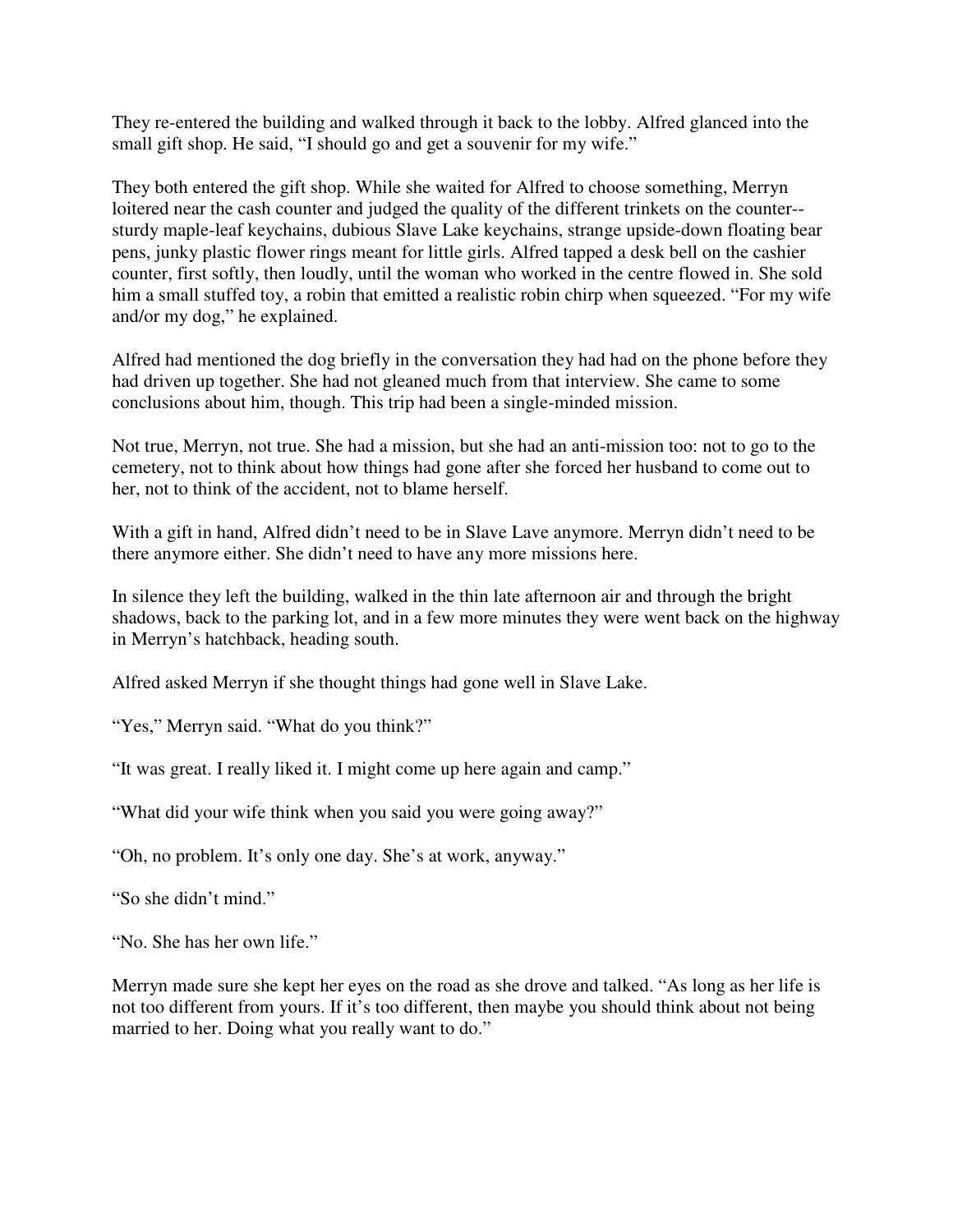They re-entered the building and walked through it back to the lobby. Alfred glanced into the small gift shop. He said, "I should go and get a souvenir for my wife."

They both entered the gift shop. While she waited for Alfred to choose something, Merryn loitered near the cash counter and judged the quality of the different trinkets on the counter--sturdy maple-leaf keychains, dubious Slave Lake keychains, strange upside-down floating bear pens, junky plastic flower rings meant for little girls. Alfred tapped a desk bell on the cashier counter, first softly, then loudly, until the woman who worked in the centre flowed in. She sold him a small stuffed toy, a robin that emitted a realistic robin chirp when squeezed. "For my wife and/or my dog," he explained.

Alfred had mentioned the dog briefly in the conversation they had had on the phone before they had driven up together. She had not gleaned much from that interview. She came to some conclusions about him, though. This trip had been a single-minded mission.

Not true, Merryn, not true. She had a mission, but she had an anti-mission too: not to go to the cemetery, not to think about how things had gone after she forced her husband to come out to her, not to think of the accident, not to blame herself.

With a gift in hand, Alfred didn't need to be in Slave Lave anymore. Merryn didn't need to be there anymore either. She didn't need to have any more missions here.

In silence they left the building, walked in the thin late afternoon air and through the bright shadows, back to the parking lot, and in a few more minutes they were went back on the highway in Merryn's hatchback, heading south.

Alfred asked Merryn if she thought things had gone well in Slave Lake.

"Yes," Merryn said. "What do you think?"

"It was great. I really liked it. I might come up here again and camp."

"What did your wife think when you said you were going away?"

"Oh, no problem. It's only one day. She's at work, anyway."

"So she didn't mind."

"No. She has her own life."

Merryn made sure she kept her eyes on the road as she drove and talked. "As long as her life is not too different from yours. If it's too different, then maybe you should think about not being married to her. Doing what you really want to do."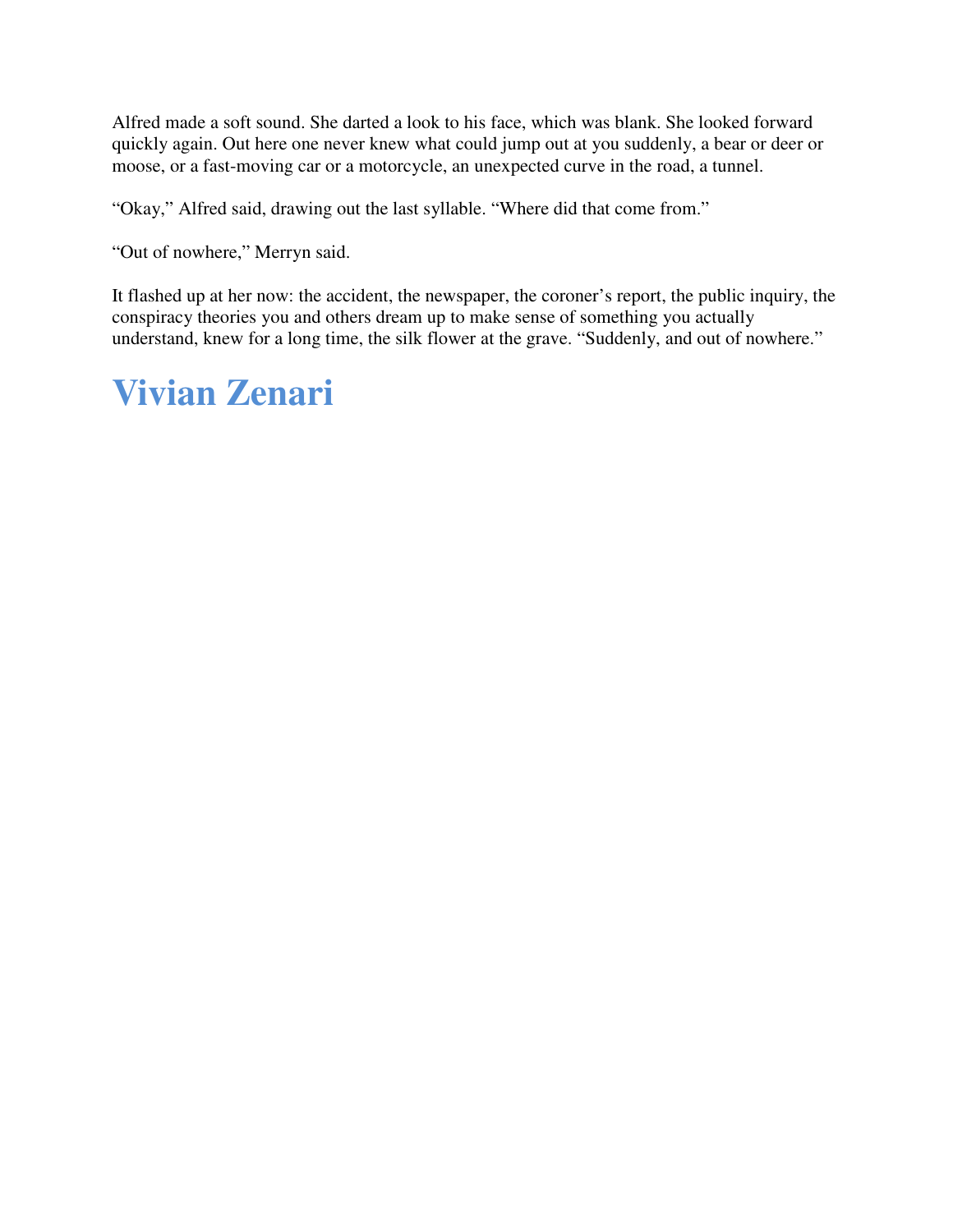Alfred made a soft sound. She darted a look to his face, which was blank. She looked forward quickly again. Out here one never knew what could jump out at you suddenly, a bear or deer or moose, or a fast-moving car or a motorcycle, an unexpected curve in the road, a tunnel.

“Okay,” Alfred said, drawing out the last syllable. “Where did that come from.”

“Out of nowhere,” Merryn said.

It flashed up at her now: the accident, the newspaper, the coroner’s report, the public inquiry, the conspiracy theories you and others dream up to make sense of something you actually understand, knew for a long time, the silk flower at the grave. “Suddenly, and out of nowhere.”

# Vivian Zenari